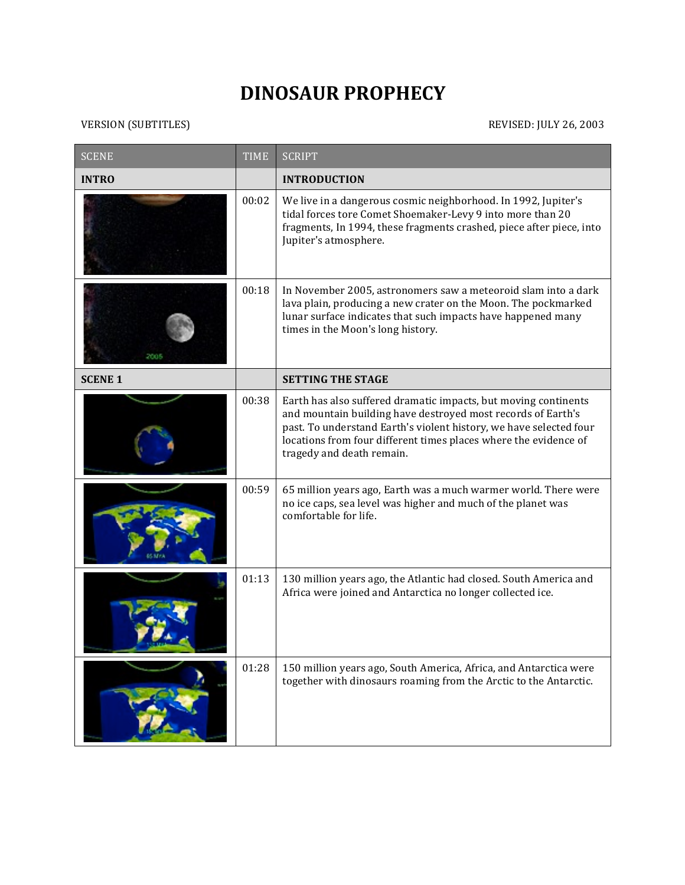# DINOSAUR PROPHECY

VERSION (SUBTITLES) REVISED: JULY 26, 2003

| SCENE | TIME | SCRIPT |
|---|---|---|
| **INTRO** | | **INTRODUCTION** |
| | 00:02 | We live in a dangerous cosmic neighborhood. In 1992, Jupiter's tidal forces tore Comet Shoemaker-Levy 9 into more than 20 fragments, In 1994, these fragments crashed, piece after piece, into Jupiter's atmosphere. |
| | 00:18 | In November 2005, astronomers saw a meteoroid slam into a dark lava plain, producing a new crater on the Moon. The pockmarked lunar surface indicates that such impacts have happened many times in the Moon's long history. |
| **SCENE 1** | | **SETTING THE STAGE** |
| | 00:38 | Earth has also suffered dramatic impacts, but moving continents and mountain building have destroyed most records of Earth's past. To understand Earth's violent history, we have selected four locations from four different times places where the evidence of tragedy and death remain. |
| | 00:59 | 65 million years ago, Earth was a much warmer world. There were no ice caps, sea level was higher and much of the planet was comfortable for life. |
| | 01:13 | 130 million years ago, the Atlantic had closed. South America and Africa were joined and Antarctica no longer collected ice. |
| | 01:28 | 150 million years ago, South America, Africa, and Antarctica were together with dinosaurs roaming from the Arctic to the Antarctic. |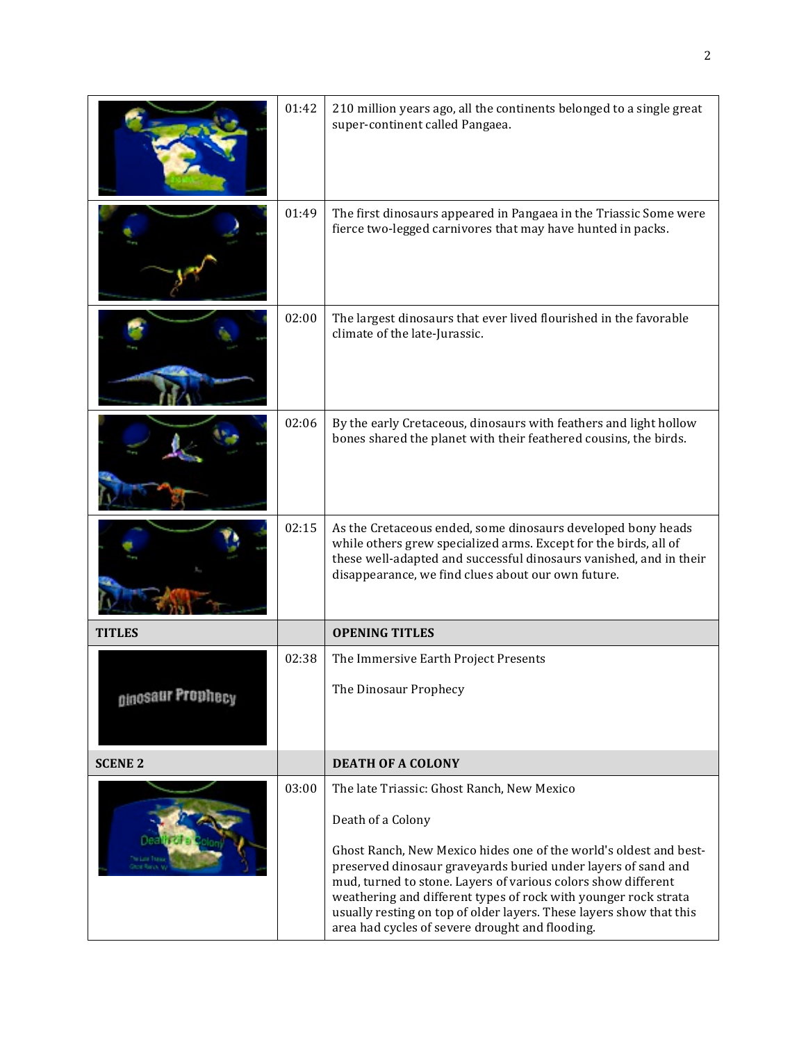| | | |
|---|---|---|
| | 01:42 | 210 million years ago, all the continents belonged to a single great super-continent called Pangaea. |
| | 01:49 | The first dinosaurs appeared in Pangaea in the Triassic Some were fierce two-legged carnivores that may have hunted in packs. |
| | 02:00 | The largest dinosaurs that ever lived flourished in the favorable climate of the late-Jurassic. |
| | 02:06 | By the early Cretaceous, dinosaurs with feathers and light hollow bones shared the planet with their feathered cousins, the birds. |
| | 02:15 | As the Cretaceous ended, some dinosaurs developed bony heads while others grew specialized arms. Except for the birds, all of these well-adapted and successful dinosaurs vanished, and in their disappearance, we find clues about our own future. |
| **TITLES** | | **OPENING TITLES** |
| | 02:38 | The Immersive Earth Project Presents<br><br>The Dinosaur Prophecy |
| **SCENE 2** | | **DEATH OF A COLONY** |
| | 03:00 | The late Triassic: Ghost Ranch, New Mexico<br><br>Death of a Colony<br><br>Ghost Ranch, New Mexico hides one of the world's oldest and best-preserved dinosaur graveyards buried under layers of sand and mud, turned to stone. Layers of various colors show different weathering and different types of rock with younger rock strata usually resting on top of older layers. These layers show that this area had cycles of severe drought and flooding. |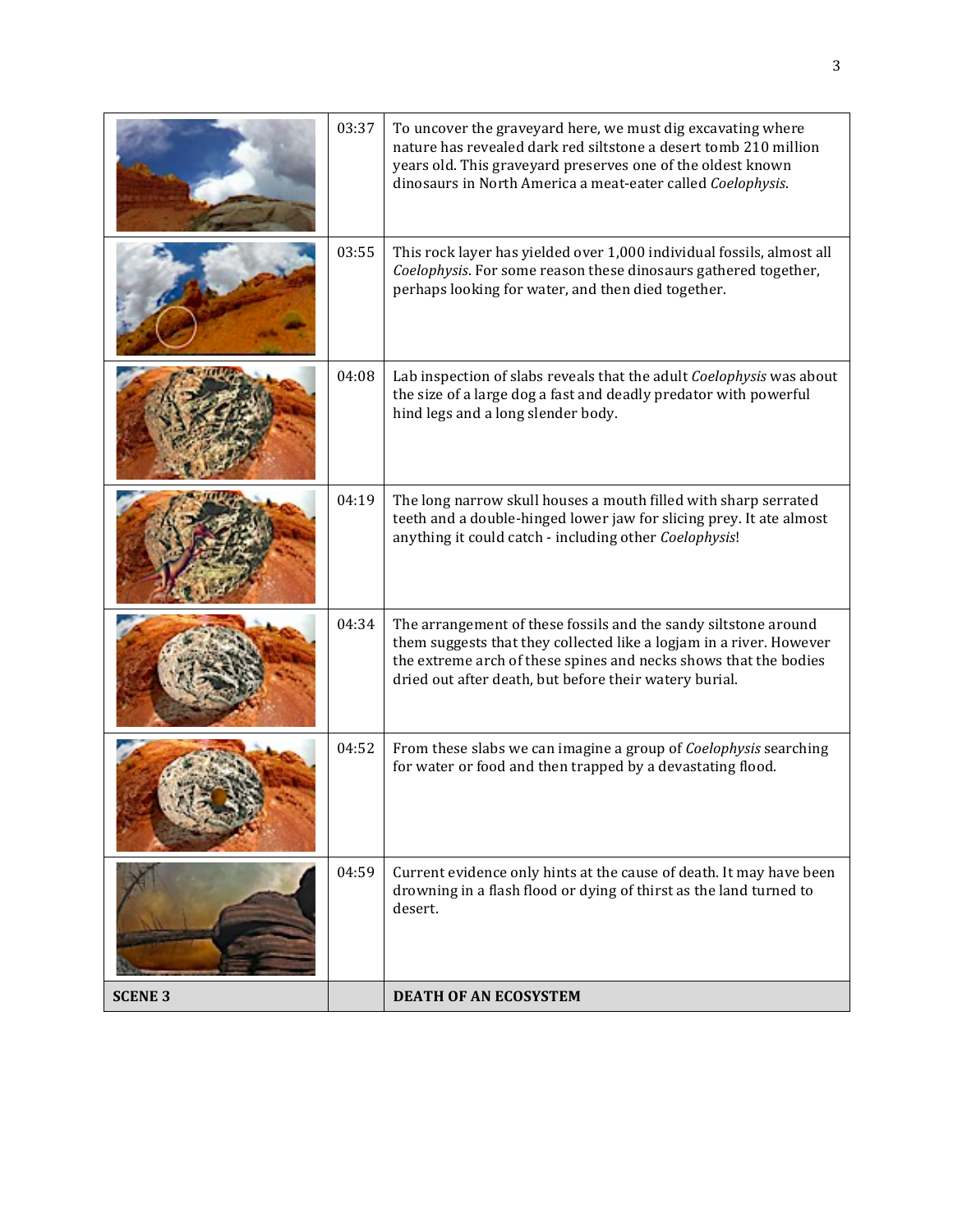| | | |
|---|---|---|
| | 03:37 | To uncover the graveyard here, we must dig excavating where nature has revealed dark red siltstone a desert tomb 210 million years old. This graveyard preserves one of the oldest known dinosaurs in North America a meat-eater called *Coelophysis*. |
| | 03:55 | This rock layer has yielded over 1,000 individual fossils, almost all *Coelophysis*. For some reason these dinosaurs gathered together, perhaps looking for water, and then died together. |
| | 04:08 | Lab inspection of slabs reveals that the adult *Coelophysis* was about the size of a large dog a fast and deadly predator with powerful hind legs and a long slender body. |
| | 04:19 | The long narrow skull houses a mouth filled with sharp serrated teeth and a double-hinged lower jaw for slicing prey. It ate almost anything it could catch - including other *Coelophysis*! |
| | 04:34 | The arrangement of these fossils and the sandy siltstone around them suggests that they collected like a logjam in a river. However the extreme arch of these spines and necks shows that the bodies dried out after death, but before their watery burial. |
| | 04:52 | From these slabs we can imagine a group of *Coelophysis* searching for water or food and then trapped by a devastating flood. |
| | 04:59 | Current evidence only hints at the cause of death. It may have been drowning in a flash flood or dying of thirst as the land turned to desert. |
| **SCENE 3** | | **DEATH OF AN ECOSYSTEM** |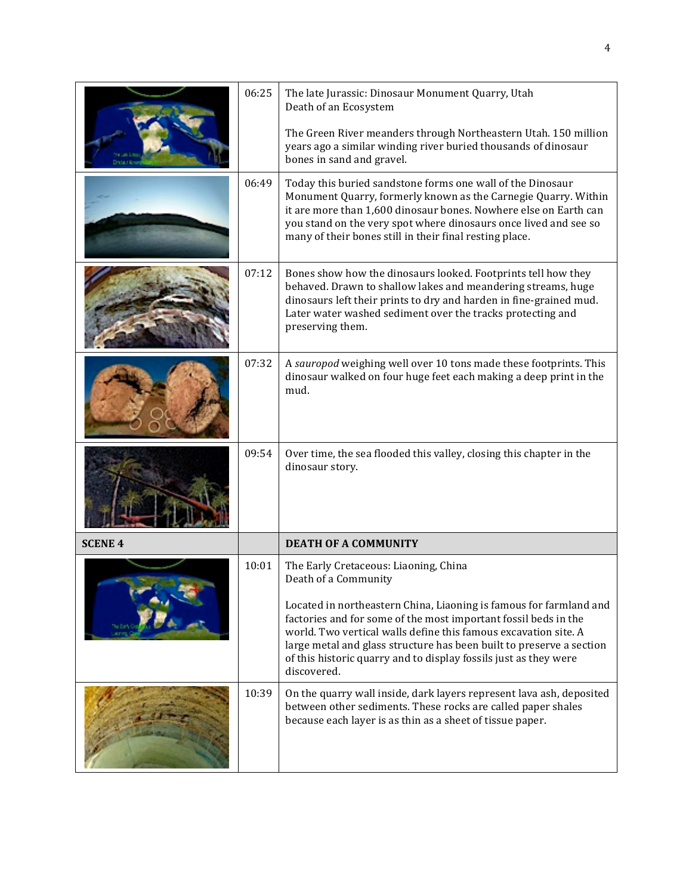| | | |
|---|---|---|
| | 06:25 | The late Jurassic: Dinosaur Monument Quarry, Utah<br>Death of an Ecosystem<br><br>The Green River meanders through Northeastern Utah. 150 million years ago a similar winding river buried thousands of dinosaur bones in sand and gravel. |
| | 06:49 | Today this buried sandstone forms one wall of the Dinosaur Monument Quarry, formerly known as the Carnegie Quarry. Within it are more than 1,600 dinosaur bones. Nowhere else on Earth can you stand on the very spot where dinosaurs once lived and see so many of their bones still in their final resting place. |
| | 07:12 | Bones show how the dinosaurs looked. Footprints tell how they behaved. Drawn to shallow lakes and meandering streams, huge dinosaurs left their prints to dry and harden in fine-grained mud. Later water washed sediment over the tracks protecting and preserving them. |
| | 07:32 | A *sauropod* weighing well over 10 tons made these footprints. This dinosaur walked on four huge feet each making a deep print in the mud. |
| | 09:54 | Over time, the sea flooded this valley, closing this chapter in the dinosaur story. |
| **SCENE 4** | | **DEATH OF A COMMUNITY** |
| | 10:01 | The Early Cretaceous: Liaoning, China<br>Death of a Community<br><br>Located in northeastern China, Liaoning is famous for farmland and factories and for some of the most important fossil beds in the world. Two vertical walls define this famous excavation site. A large metal and glass structure has been built to preserve a section of this historic quarry and to display fossils just as they were discovered. |
| | 10:39 | On the quarry wall inside, dark layers represent lava ash, deposited between other sediments. These rocks are called paper shales because each layer is as thin as a sheet of tissue paper. |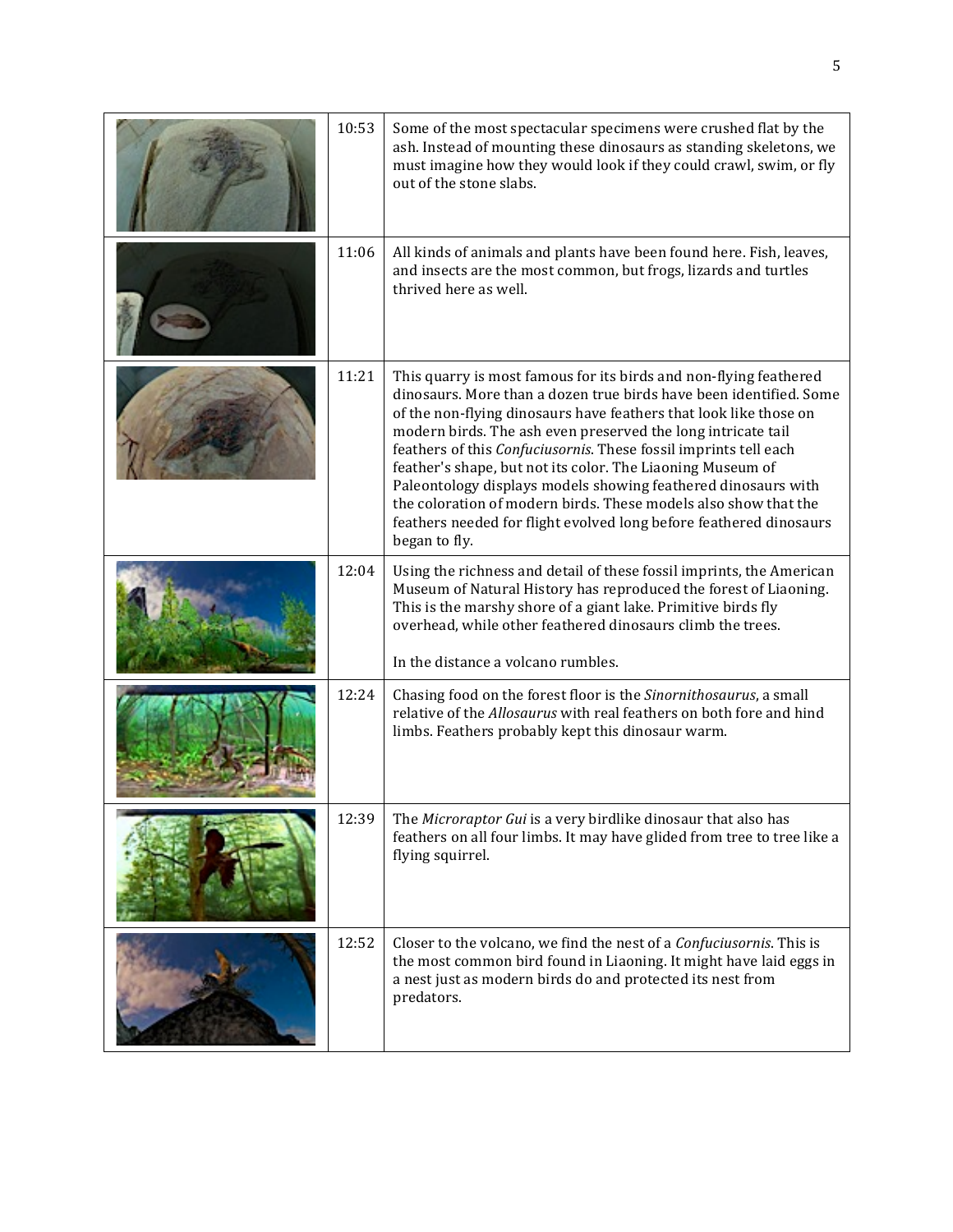| | | |
|---|---|---|
| | 10:53 | Some of the most spectacular specimens were crushed flat by the ash. Instead of mounting these dinosaurs as standing skeletons, we must imagine how they would look if they could crawl, swim, or fly out of the stone slabs. |
| | 11:06 | All kinds of animals and plants have been found here. Fish, leaves, and insects are the most common, but frogs, lizards and turtles thrived here as well. |
| | 11:21 | This quarry is most famous for its birds and non-flying feathered dinosaurs. More than a dozen true birds have been identified. Some of the non-flying dinosaurs have feathers that look like those on modern birds. The ash even preserved the long intricate tail feathers of this *Confuciusornis*. These fossil imprints tell each feather's shape, but not its color. The Liaoning Museum of Paleontology displays models showing feathered dinosaurs with the coloration of modern birds. These models also show that the feathers needed for flight evolved long before feathered dinosaurs began to fly. |
| | 12:04 | Using the richness and detail of these fossil imprints, the American Museum of Natural History has reproduced the forest of Liaoning. This is the marshy shore of a giant lake. Primitive birds fly overhead, while other feathered dinosaurs climb the trees.<br><br>In the distance a volcano rumbles. |
| | 12:24 | Chasing food on the forest floor is the *Sinornithosaurus*, a small relative of the *Allosaurus* with real feathers on both fore and hind limbs. Feathers probably kept this dinosaur warm. |
| | 12:39 | The *Microraptor Gui* is a very birdlike dinosaur that also has feathers on all four limbs. It may have glided from tree to tree like a flying squirrel. |
| | 12:52 | Closer to the volcano, we find the nest of a *Confuciusornis*. This is the most common bird found in Liaoning. It might have laid eggs in a nest just as modern birds do and protected its nest from predators. |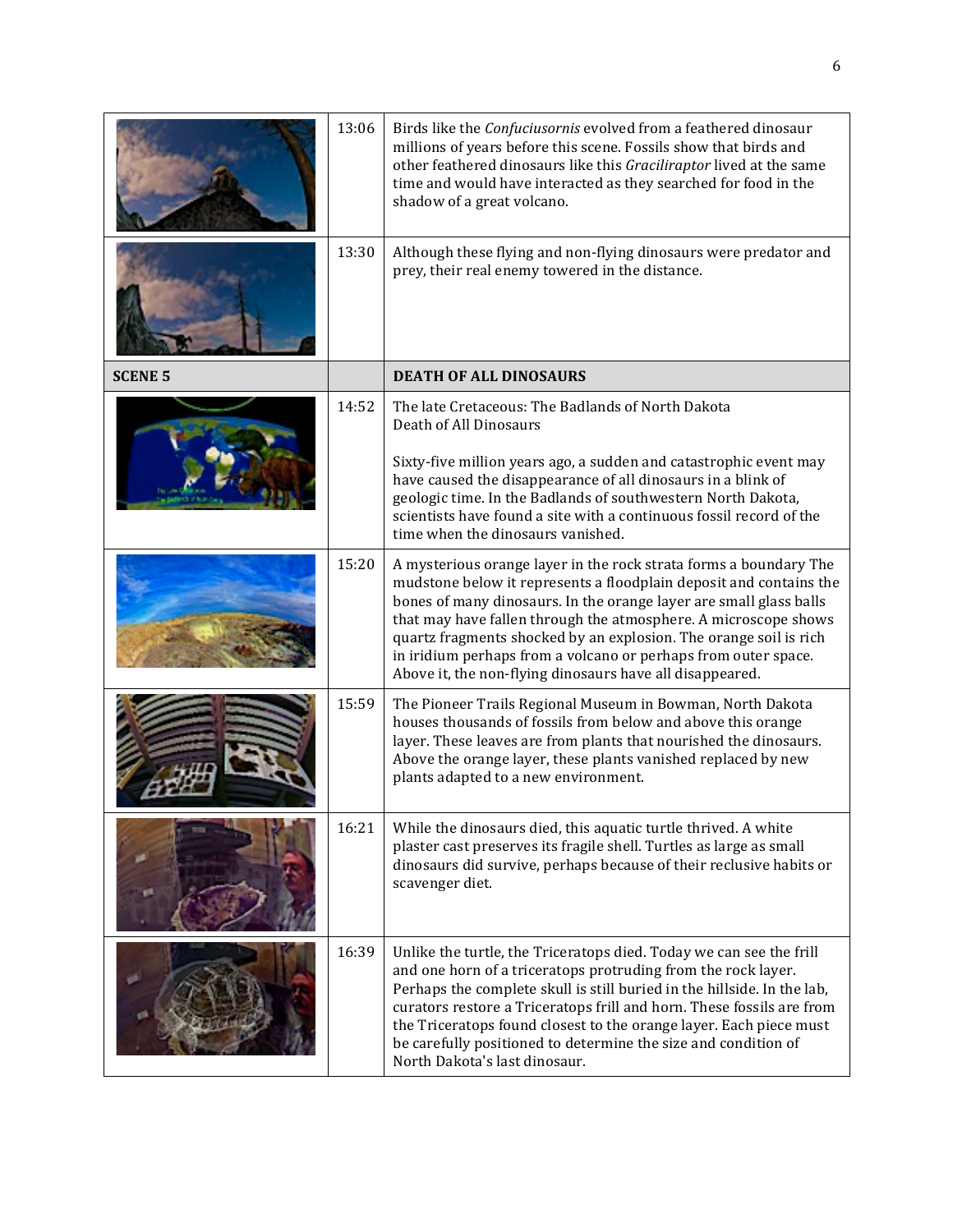| | | |
|---|---|---|
| | 13:06 | Birds like the *Confuciusornis* evolved from a feathered dinosaur millions of years before this scene. Fossils show that birds and other feathered dinosaurs like this *Graciliraptor* lived at the same time and would have interacted as they searched for food in the shadow of a great volcano. |
| | 13:30 | Although these flying and non-flying dinosaurs were predator and prey, their real enemy towered in the distance. |
| **SCENE 5** | | **DEATH OF ALL DINOSAURS** |
| | 14:52 | The late Cretaceous: The Badlands of North Dakota<br>Death of All Dinosaurs<br><br>Sixty-five million years ago, a sudden and catastrophic event may have caused the disappearance of all dinosaurs in a blink of geologic time. In the Badlands of southwestern North Dakota, scientists have found a site with a continuous fossil record of the time when the dinosaurs vanished. |
| | 15:20 | A mysterious orange layer in the rock strata forms a boundary The mudstone below it represents a floodplain deposit and contains the bones of many dinosaurs. In the orange layer are small glass balls that may have fallen through the atmosphere. A microscope shows quartz fragments shocked by an explosion. The orange soil is rich in iridium perhaps from a volcano or perhaps from outer space. Above it, the non-flying dinosaurs have all disappeared. |
| | 15:59 | The Pioneer Trails Regional Museum in Bowman, North Dakota houses thousands of fossils from below and above this orange layer. These leaves are from plants that nourished the dinosaurs. Above the orange layer, these plants vanished replaced by new plants adapted to a new environment. |
| | 16:21 | While the dinosaurs died, this aquatic turtle thrived. A white plaster cast preserves its fragile shell. Turtles as large as small dinosaurs did survive, perhaps because of their reclusive habits or scavenger diet. |
| | 16:39 | Unlike the turtle, the Triceratops died. Today we can see the frill and one horn of a triceratops protruding from the rock layer. Perhaps the complete skull is still buried in the hillside. In the lab, curators restore a Triceratops frill and horn. These fossils are from the Triceratops found closest to the orange layer. Each piece must be carefully positioned to determine the size and condition of North Dakota's last dinosaur. |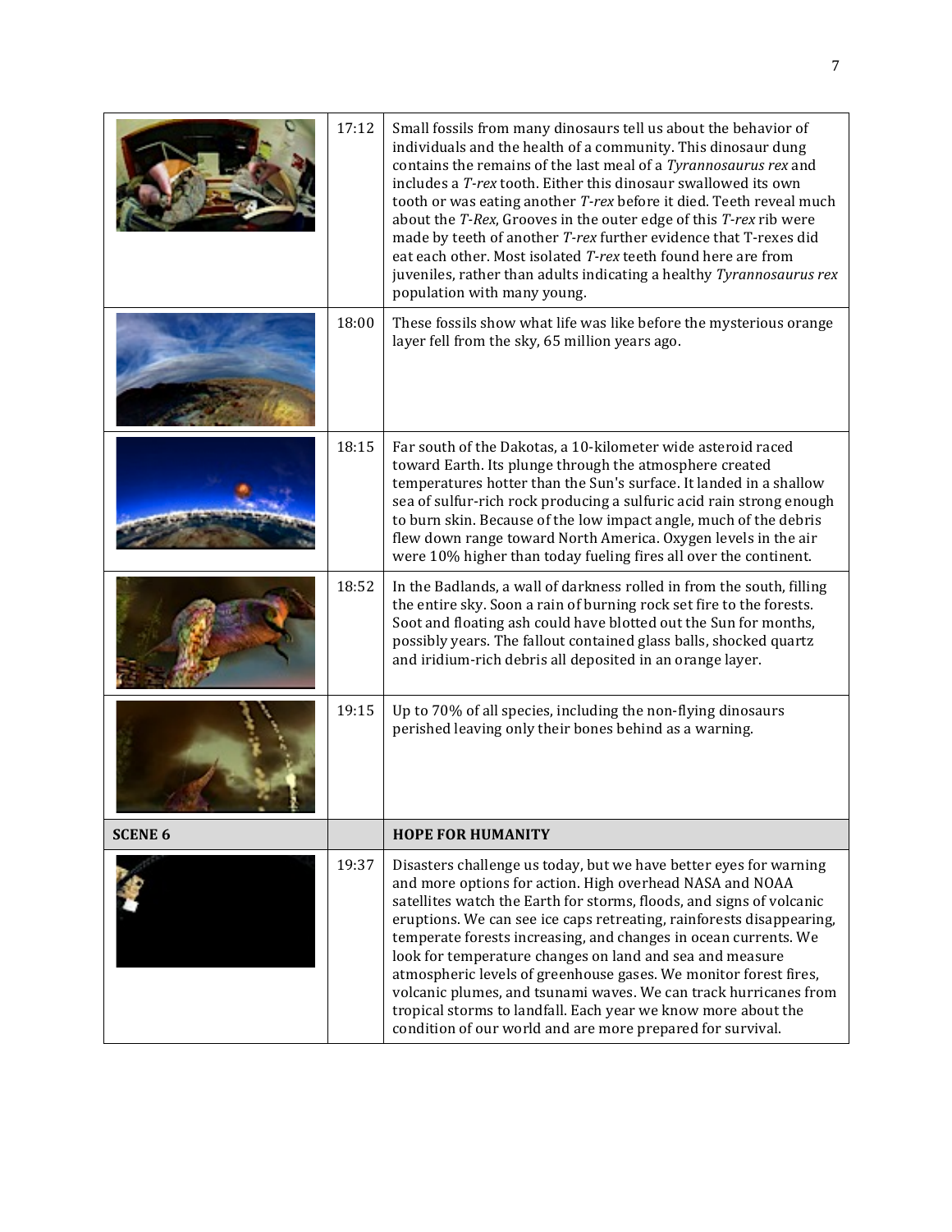| | | |
|---|---|---|
| | 17:12 | Small fossils from many dinosaurs tell us about the behavior of individuals and the health of a community. This dinosaur dung contains the remains of the last meal of a *Tyrannosaurus rex* and includes a *T-rex* tooth. Either this dinosaur swallowed its own tooth or was eating another *T-rex* before it died. Teeth reveal much about the *T-Rex*, Grooves in the outer edge of this *T-rex* rib were made by teeth of another *T-rex* further evidence that T-rexes did eat each other. Most isolated *T-rex* teeth found here are from juveniles, rather than adults indicating a healthy *Tyrannosaurus rex* population with many young. |
| | 18:00 | These fossils show what life was like before the mysterious orange layer fell from the sky, 65 million years ago. |
| | 18:15 | Far south of the Dakotas, a 10-kilometer wide asteroid raced toward Earth. Its plunge through the atmosphere created temperatures hotter than the Sun's surface. It landed in a shallow sea of sulfur-rich rock producing a sulfuric acid rain strong enough to burn skin. Because of the low impact angle, much of the debris flew down range toward North America. Oxygen levels in the air were 10% higher than today fueling fires all over the continent. |
| | 18:52 | In the Badlands, a wall of darkness rolled in from the south, filling the entire sky. Soon a rain of burning rock set fire to the forests. Soot and floating ash could have blotted out the Sun for months, possibly years. The fallout contained glass balls, shocked quartz and iridium-rich debris all deposited in an orange layer. |
| | 19:15 | Up to 70% of all species, including the non-flying dinosaurs perished leaving only their bones behind as a warning. |
| **SCENE 6** | | **HOPE FOR HUMANITY** |
| | 19:37 | Disasters challenge us today, but we have better eyes for warning and more options for action. High overhead NASA and NOAA satellites watch the Earth for storms, floods, and signs of volcanic eruptions. We can see ice caps retreating, rainforests disappearing, temperate forests increasing, and changes in ocean currents. We look for temperature changes on land and sea and measure atmospheric levels of greenhouse gases. We monitor forest fires, volcanic plumes, and tsunami waves. We can track hurricanes from tropical storms to landfall. Each year we know more about the condition of our world and are more prepared for survival. |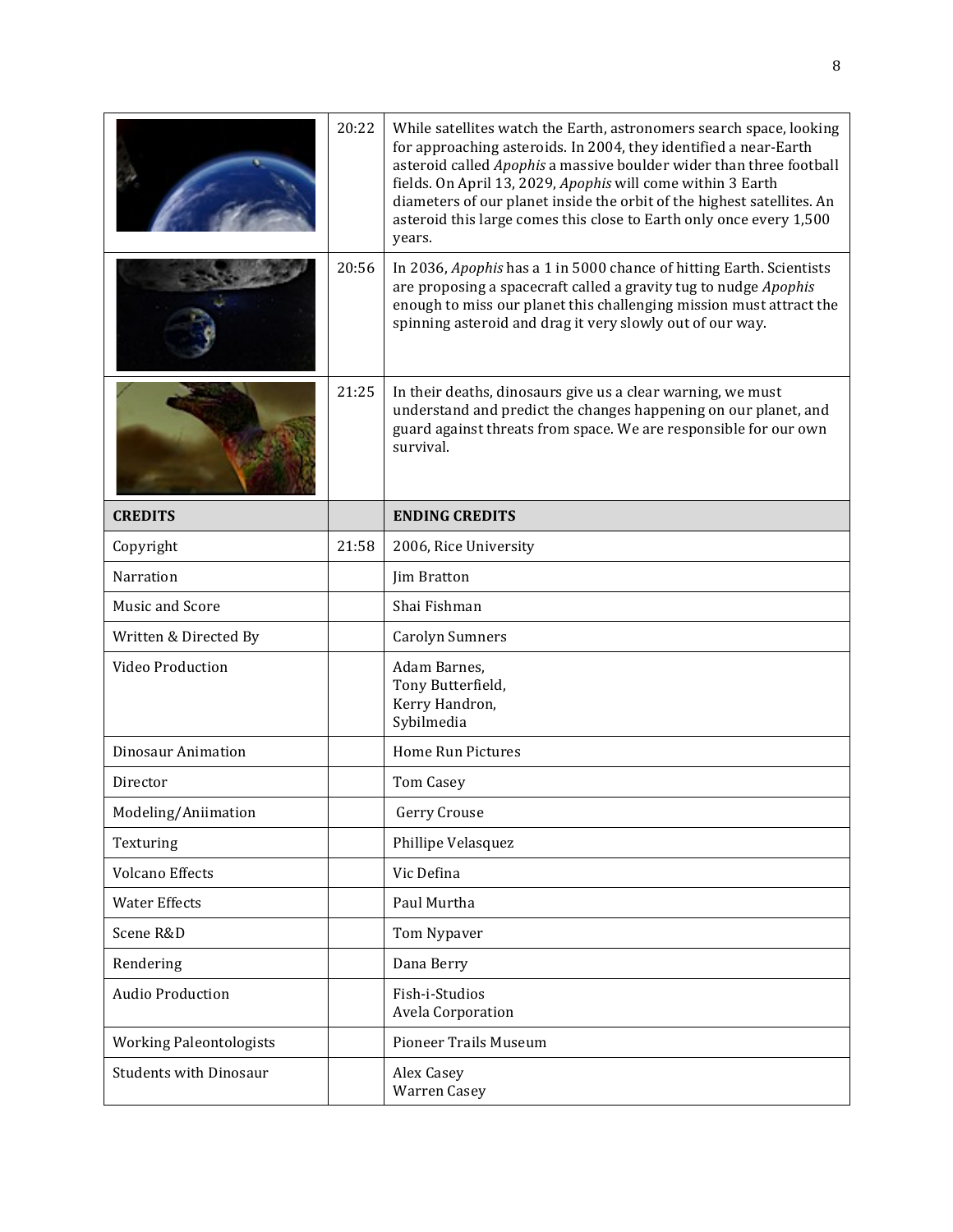| | | |
|---|---|---|
| | 20:22 | While satellites watch the Earth, astronomers search space, looking for approaching asteroids. In 2004, they identified a near-Earth asteroid called *Apophis* a massive boulder wider than three football fields. On April 13, 2029, *Apophis* will come within 3 Earth diameters of our planet inside the orbit of the highest satellites. An asteroid this large comes this close to Earth only once every 1,500 years. |
| | 20:56 | In 2036, *Apophis* has a 1 in 5000 chance of hitting Earth. Scientists are proposing a spacecraft called a gravity tug to nudge *Apophis* enough to miss our planet this challenging mission must attract the spinning asteroid and drag it very slowly out of our way. |
| | 21:25 | In their deaths, dinosaurs give us a clear warning, we must understand and predict the changes happening on our planet, and guard against threats from space. We are responsible for our own survival. |
| **CREDITS** | | **ENDING CREDITS** |
| Copyright | 21:58 | 2006, Rice University |
| Narration | | Jim Bratton |
| Music and Score | | Shai Fishman |
| Written & Directed By | | Carolyn Sumners |
| Video Production | | Adam Barnes,<br>Tony Butterfield,<br>Kerry Handron,<br>Sybilmedia |
| Dinosaur Animation | | Home Run Pictures |
| Director | | Tom Casey |
| Modeling/Aniimation | | Gerry Crouse |
| Texturing | | Phillipe Velasquez |
| Volcano Effects | | Vic Defina |
| Water Effects | | Paul Murtha |
| Scene R&D | | Tom Nypaver |
| Rendering | | Dana Berry |
| Audio Production | | Fish-i-Studios<br>Avela Corporation |
| Working Paleontologists | | Pioneer Trails Museum |
| Students with Dinosaur | | Alex Casey<br>Warren Casey |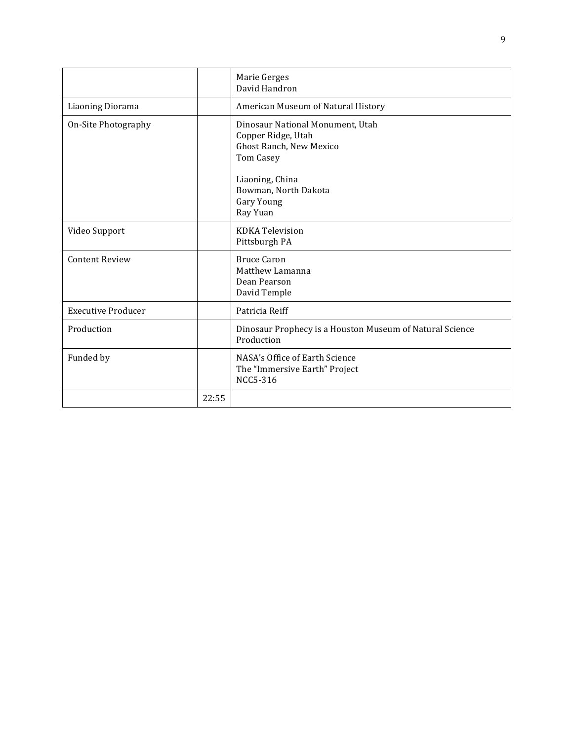| | | |
|---|---|---|
| | | Marie Gerges<br>David Handron |
| Liaoning Diorama | | American Museum of Natural History |
| On-Site Photography | | Dinosaur National Monument, Utah<br>Copper Ridge, Utah<br>Ghost Ranch, New Mexico<br>Tom Casey<br><br>Liaoning, China<br>Bowman, North Dakota<br>Gary Young<br>Ray Yuan |
| Video Support | | KDKA Television<br>Pittsburgh PA |
| Content Review | | Bruce Caron<br>Matthew Lamanna<br>Dean Pearson<br>David Temple |
| Executive Producer | | Patricia Reiff |
| Production | | Dinosaur Prophecy is a Houston Museum of Natural Science Production |
| Funded by | | NASA's Office of Earth Science<br>The "Immersive Earth" Project<br>NCC5-316 |
| | 22:55 | |